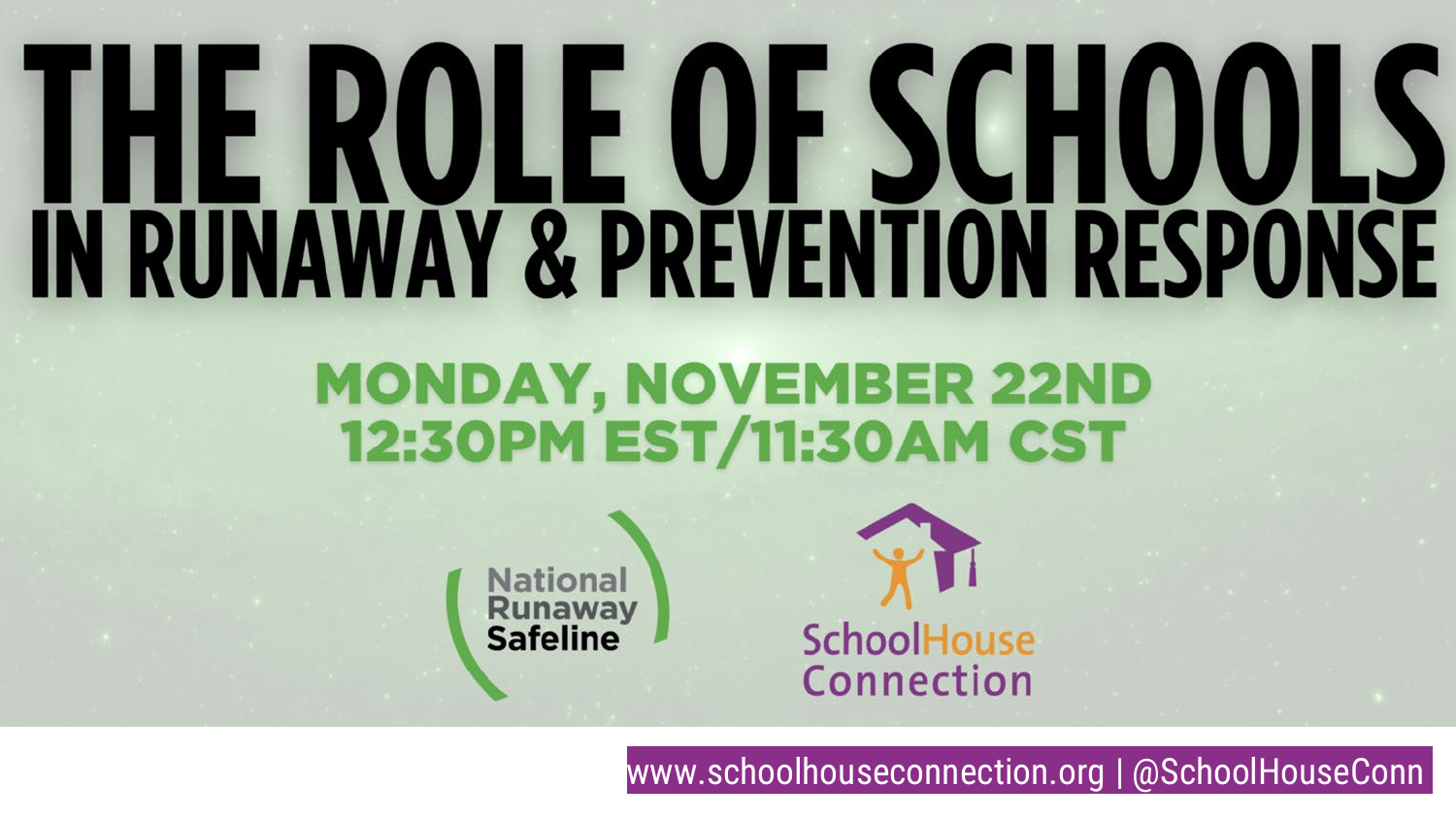# THE ROLE OF SCHOOLS IN RUNAWAY & PREVENTION RESPONSE

**MONDAY, NOVEMBER 22ND**
**12:30PM EST/11:30AM CST**

National Runaway Safeline

SchoolHouse Connection

www.schoolhouseconnection.org | @SchoolHouseConn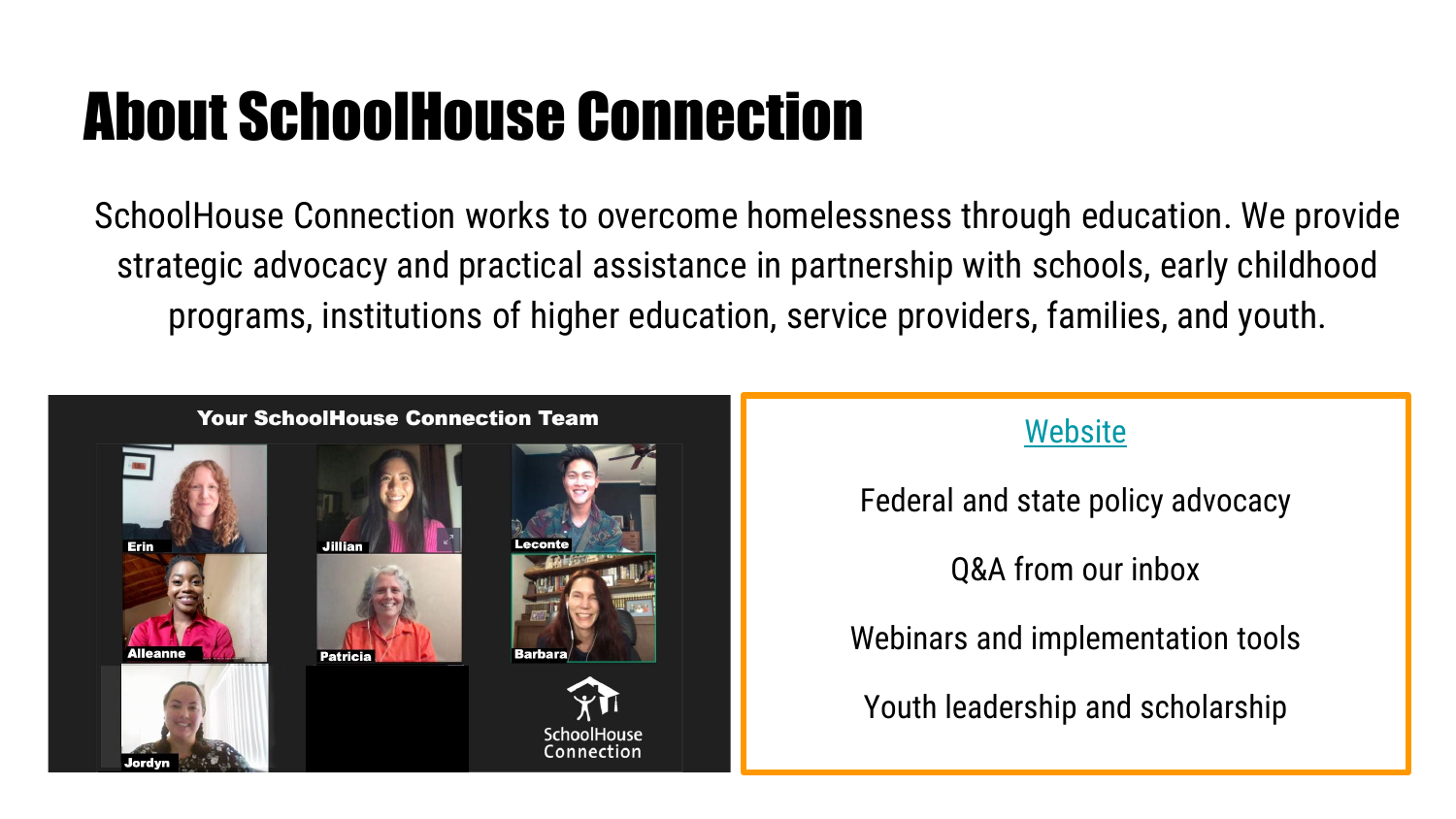# About SchoolHouse Connection

SchoolHouse Connection works to overcome homelessness through education. We provide strategic advocacy and practical assistance in partnership with schools, early childhood programs, institutions of higher education, service providers, families, and youth.

**Your SchoolHouse Connection Team**

Erin, Jillian, Leconte, Alleanne, Patricia, Barbara, Jordyn

SchoolHouse Connection

Website

Federal and state policy advocacy

Q&A from our inbox

Webinars and implementation tools

Youth leadership and scholarship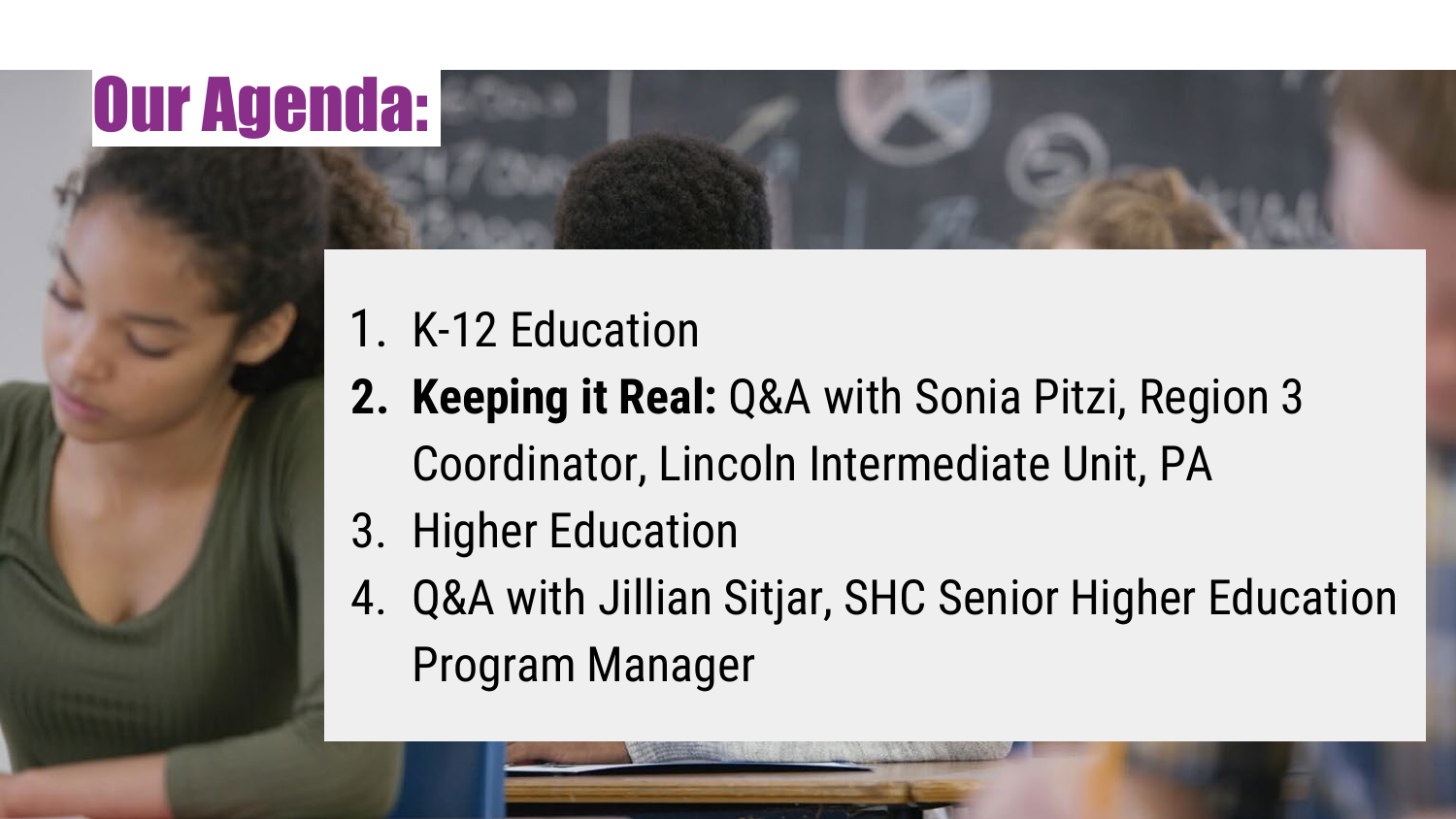# Our Agenda:

1. K-12 Education
2. **Keeping it Real:** Q&A with Sonia Pitzi, Region 3 Coordinator, Lincoln Intermediate Unit, PA
3. Higher Education
4. Q&A with Jillian Sitjar, SHC Senior Higher Education Program Manager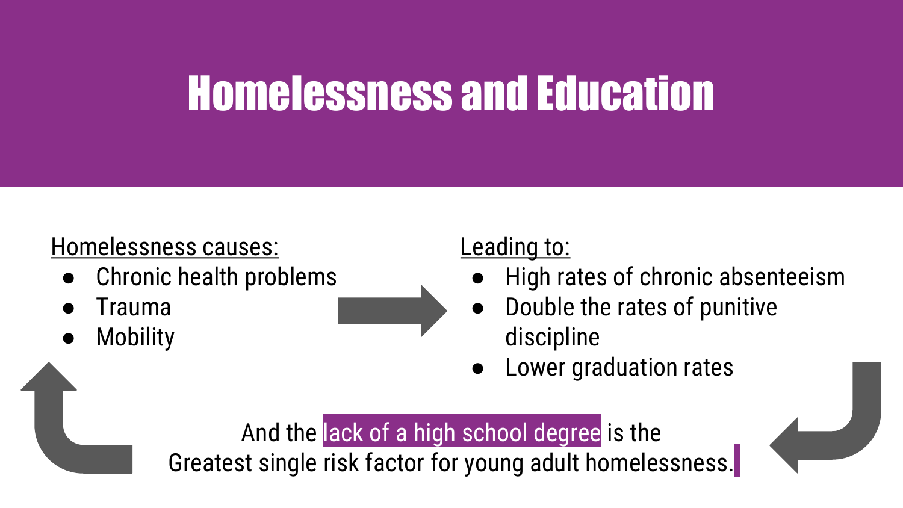# Homelessness and Education

Homelessness causes:

- Chronic health problems
- Trauma
- Mobility

Leading to:

- High rates of chronic absenteeism
- Double the rates of punitive discipline
- Lower graduation rates

And the lack of a high school degree is the
Greatest single risk factor for young adult homelessness.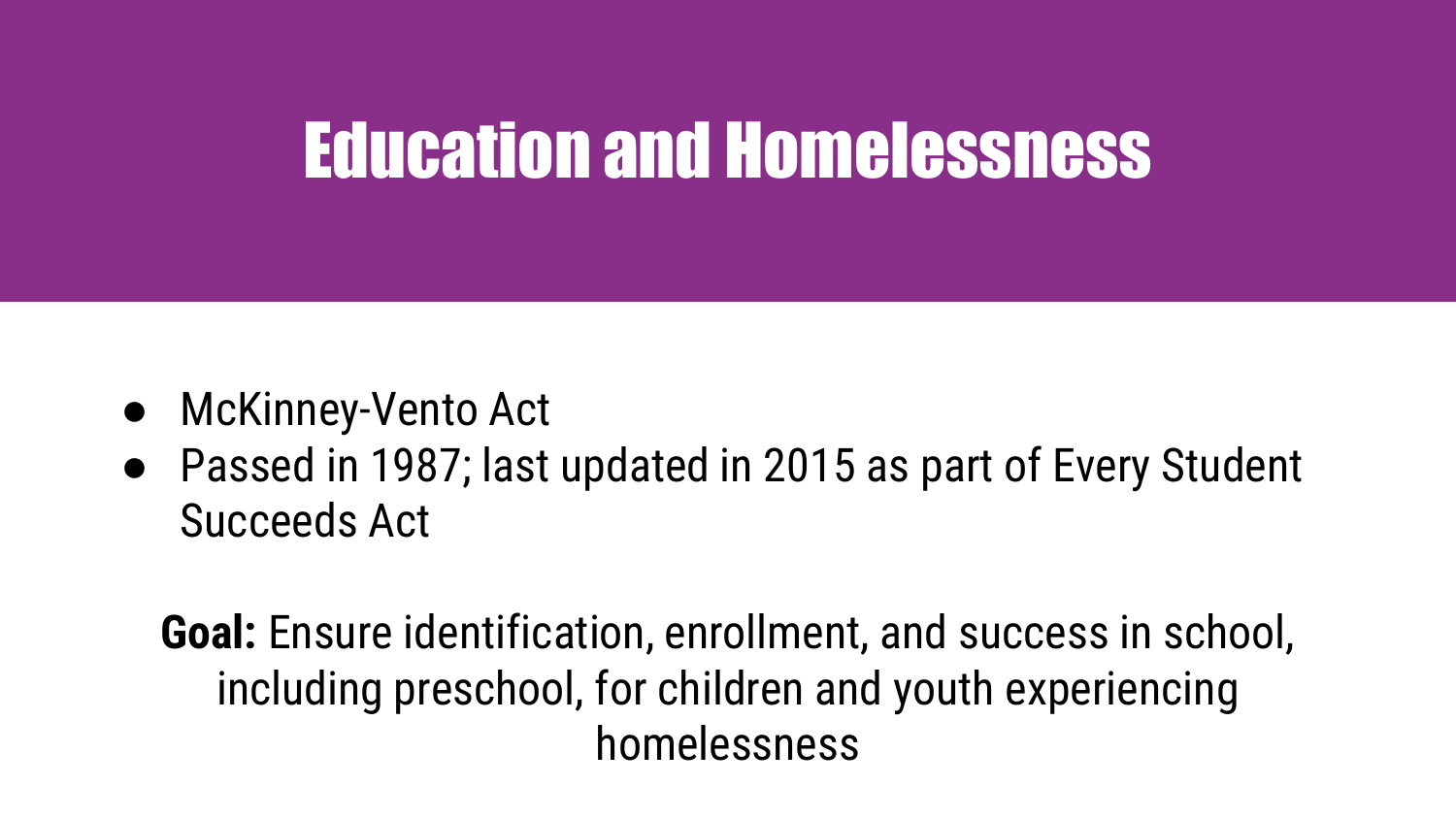# Education and Homelessness

- McKinney-Vento Act
- Passed in 1987; last updated in 2015 as part of Every Student Succeeds Act

**Goal:** Ensure identification, enrollment, and success in school, including preschool, for children and youth experiencing homelessness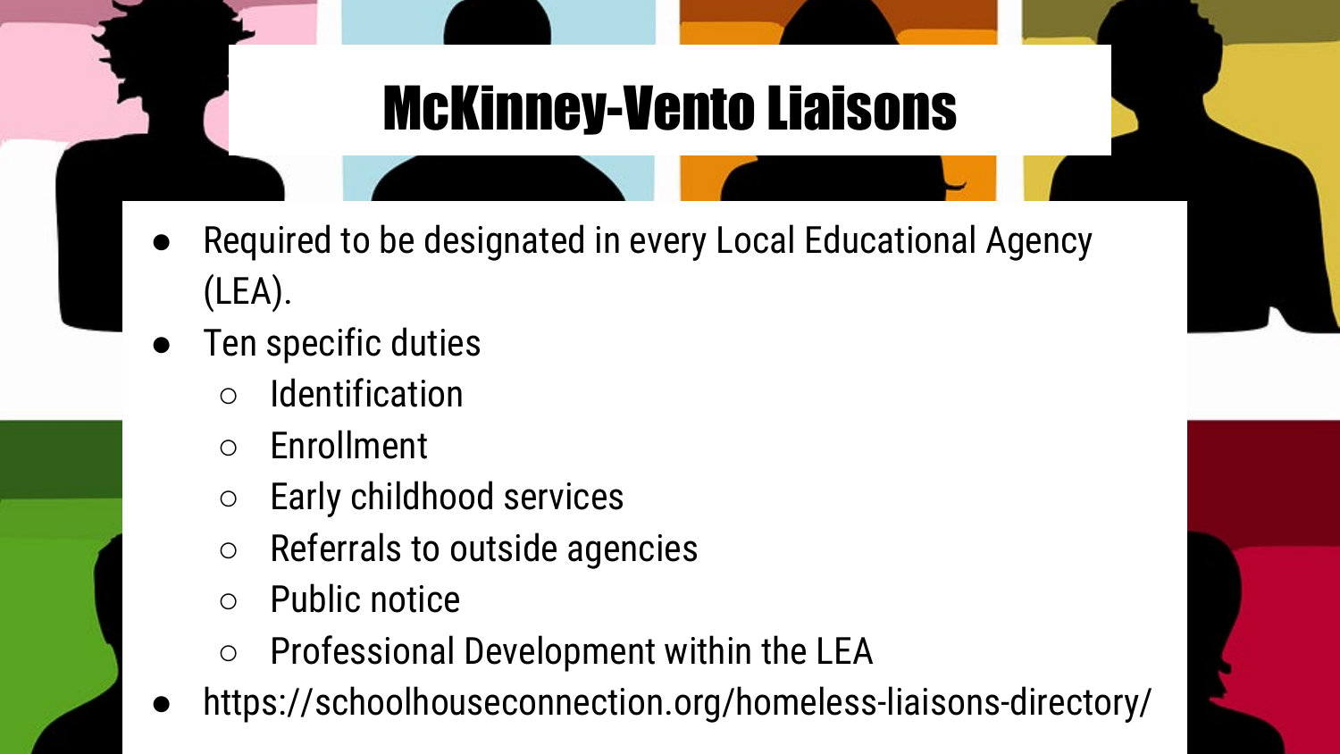# McKinney-Vento Liaisons

- Required to be designated in every Local Educational Agency (LEA).
- Ten specific duties
  - Identification
  - Enrollment
  - Early childhood services
  - Referrals to outside agencies
  - Public notice
  - Professional Development within the LEA
- https://schoolhouseconnection.org/homeless-liaisons-directory/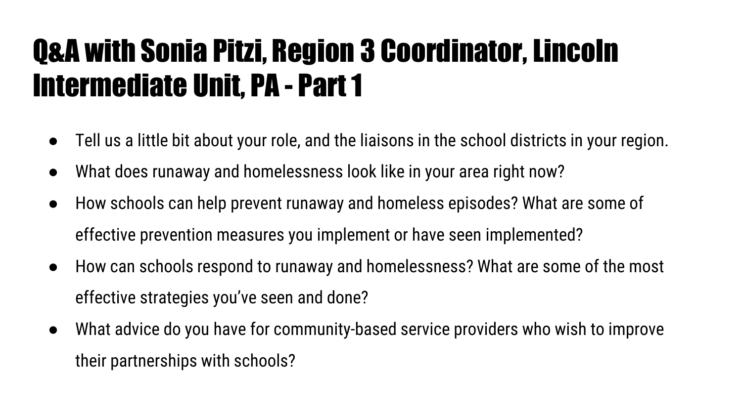# Q&A with Sonia Pitzi, Region 3 Coordinator, Lincoln Intermediate Unit, PA - Part 1

- Tell us a little bit about your role, and the liaisons in the school districts in your region.
- What does runaway and homelessness look like in your area right now?
- How schools can help prevent runaway and homeless episodes? What are some of effective prevention measures you implement or have seen implemented?
- How can schools respond to runaway and homelessness? What are some of the most effective strategies you've seen and done?
- What advice do you have for community-based service providers who wish to improve their partnerships with schools?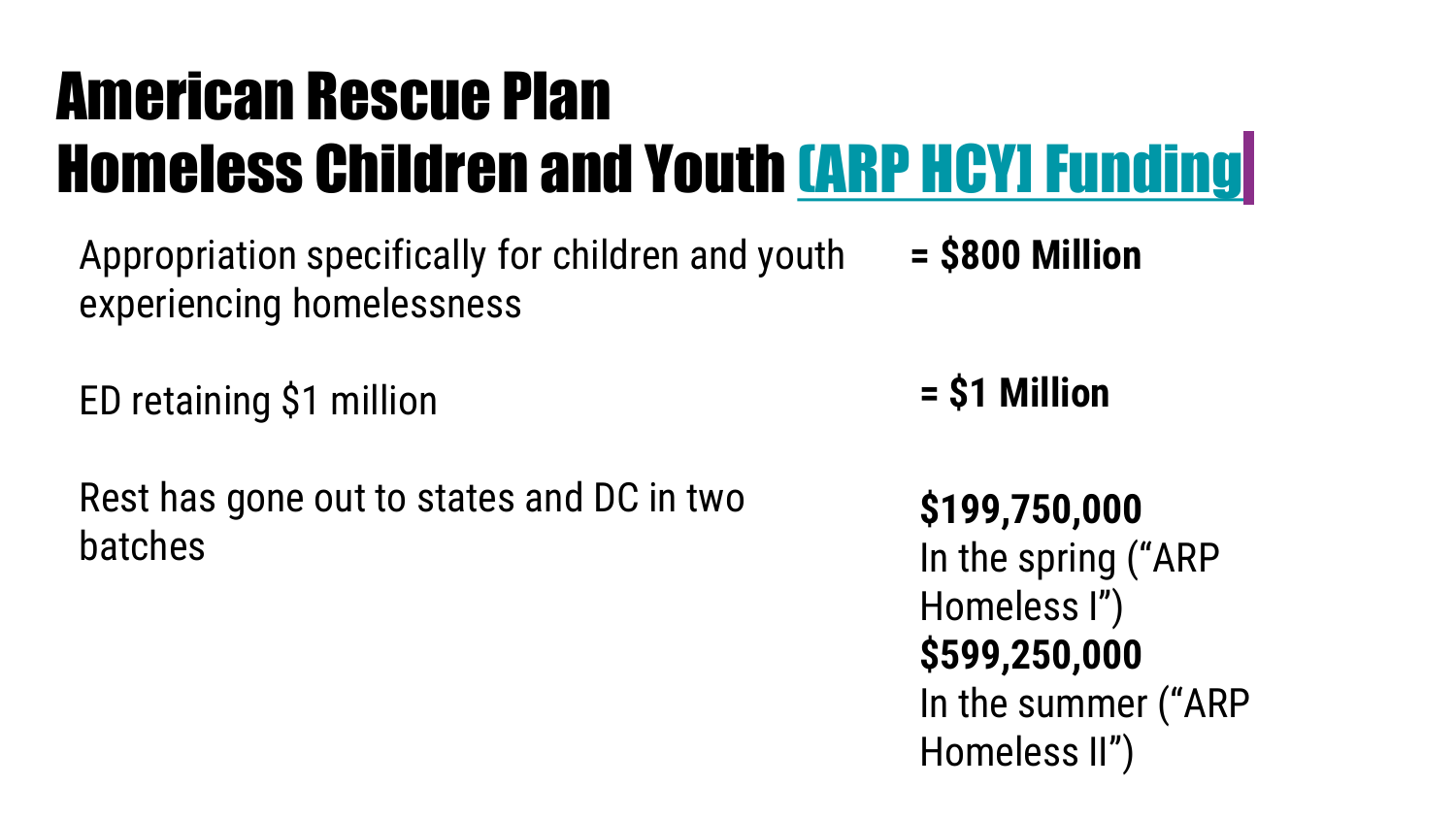# American Rescue Plan Homeless Children and Youth (ARP HCY) Funding

| | |
|---|---|
| Appropriation specifically for children and youth experiencing homelessness | **= $800 Million** |
| ED retaining $1 million | **= $1 Million** |
| Rest has gone out to states and DC in two batches | **$199,750,000** In the spring ("ARP Homeless I") **$599,250,000** In the summer ("ARP Homeless II") |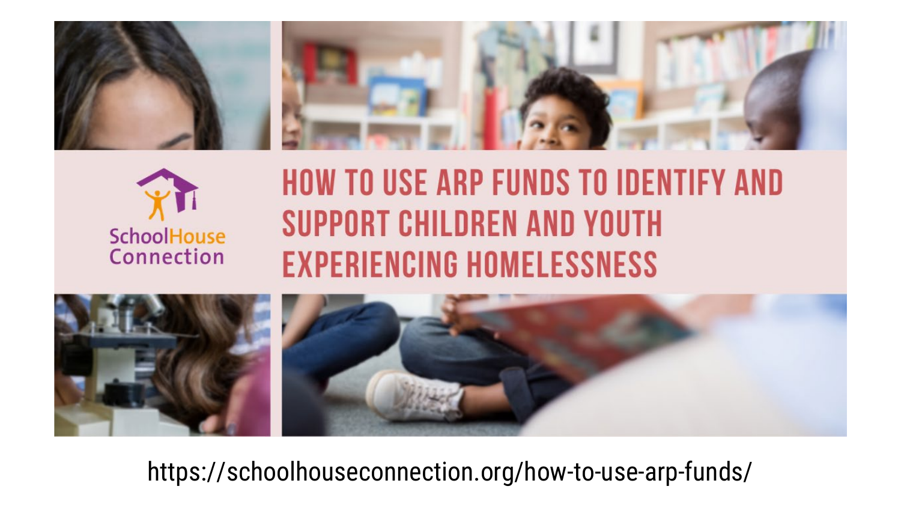SchoolHouse Connection

# HOW TO USE ARP FUNDS TO IDENTIFY AND SUPPORT CHILDREN AND YOUTH EXPERIENCING HOMELESSNESS

https://schoolhouseconnection.org/how-to-use-arp-funds/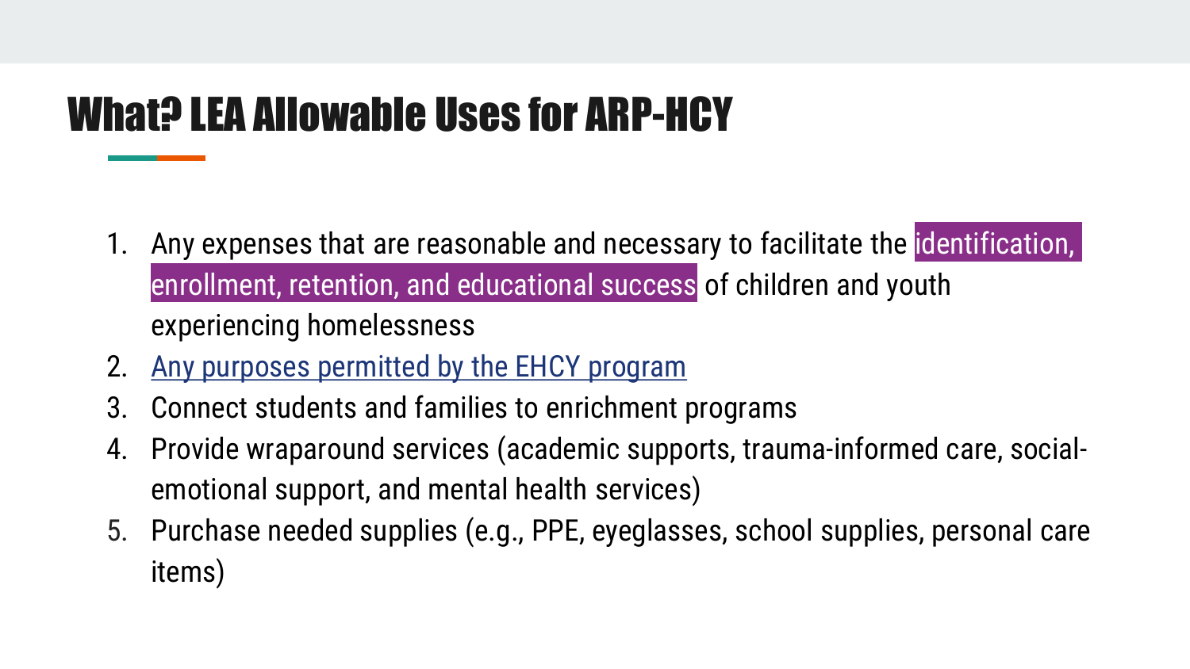# What? LEA Allowable Uses for ARP-HCY

1. Any expenses that are reasonable and necessary to facilitate the identification, enrollment, retention, and educational success of children and youth experiencing homelessness
2. Any purposes permitted by the EHCY program
3. Connect students and families to enrichment programs
4. Provide wraparound services (academic supports, trauma-informed care, social-emotional support, and mental health services)
5. Purchase needed supplies (e.g., PPE, eyeglasses, school supplies, personal care items)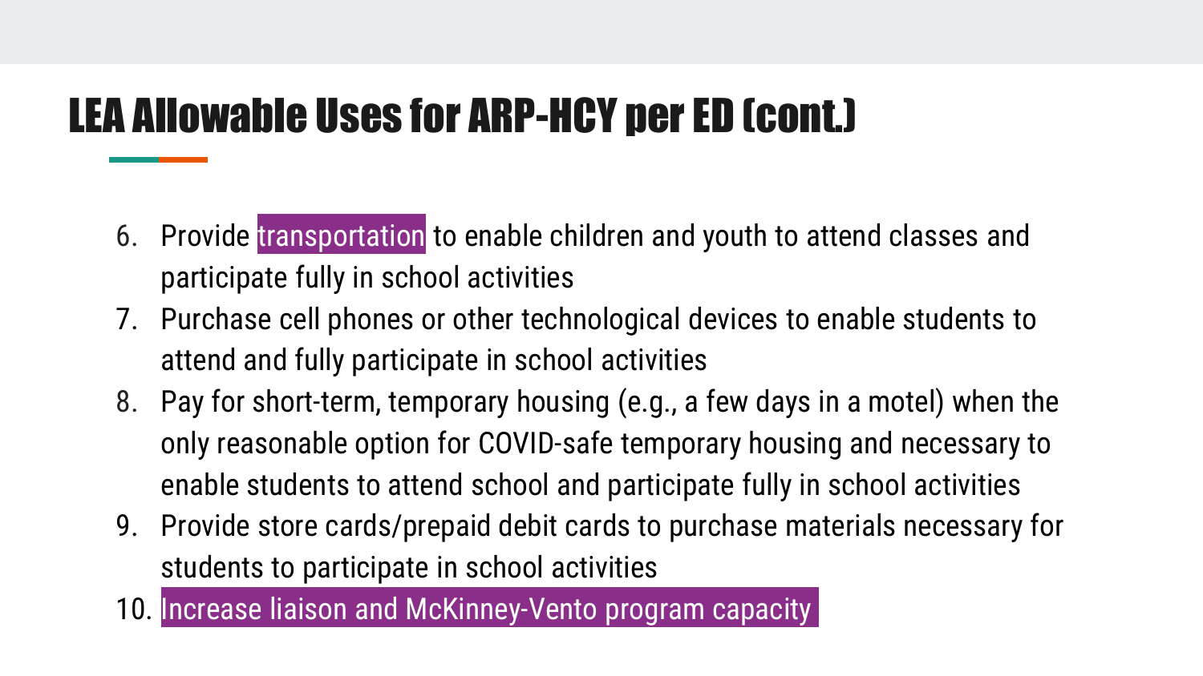# LEA Allowable Uses for ARP-HCY per ED (cont.)

6. Provide transportation to enable children and youth to attend classes and participate fully in school activities
7. Purchase cell phones or other technological devices to enable students to attend and fully participate in school activities
8. Pay for short-term, temporary housing (e.g., a few days in a motel) when the only reasonable option for COVID-safe temporary housing and necessary to enable students to attend school and participate fully in school activities
9. Provide store cards/prepaid debit cards to purchase materials necessary for students to participate in school activities
10. Increase liaison and McKinney-Vento program capacity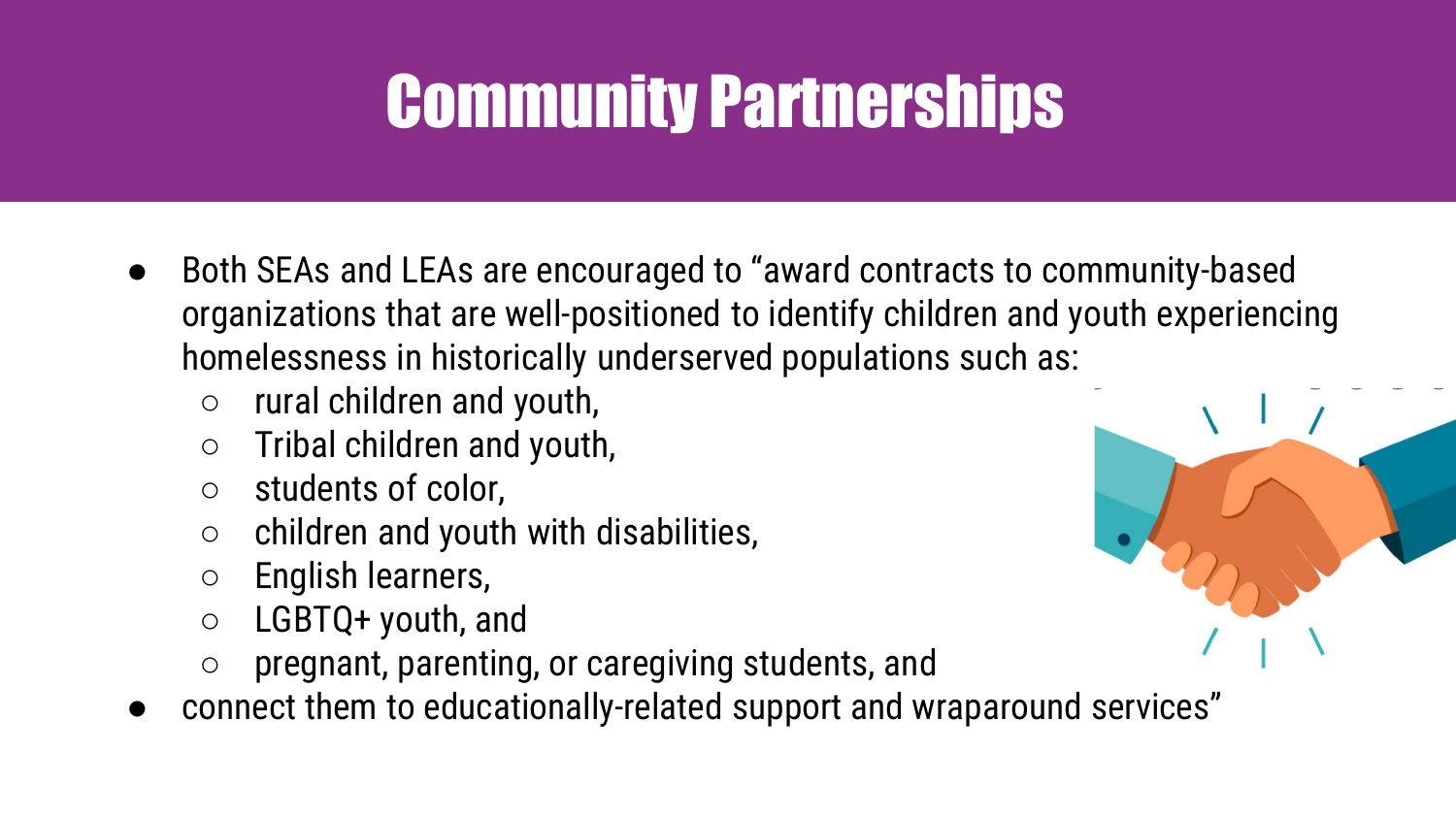# Community Partnerships

- Both SEAs and LEAs are encouraged to "award contracts to community-based organizations that are well-positioned to identify children and youth experiencing homelessness in historically underserved populations such as:
  - rural children and youth,
  - Tribal children and youth,
  - students of color,
  - children and youth with disabilities,
  - English learners,
  - LGBTQ+ youth, and
  - pregnant, parenting, or caregiving students, and
- connect them to educationally-related support and wraparound services"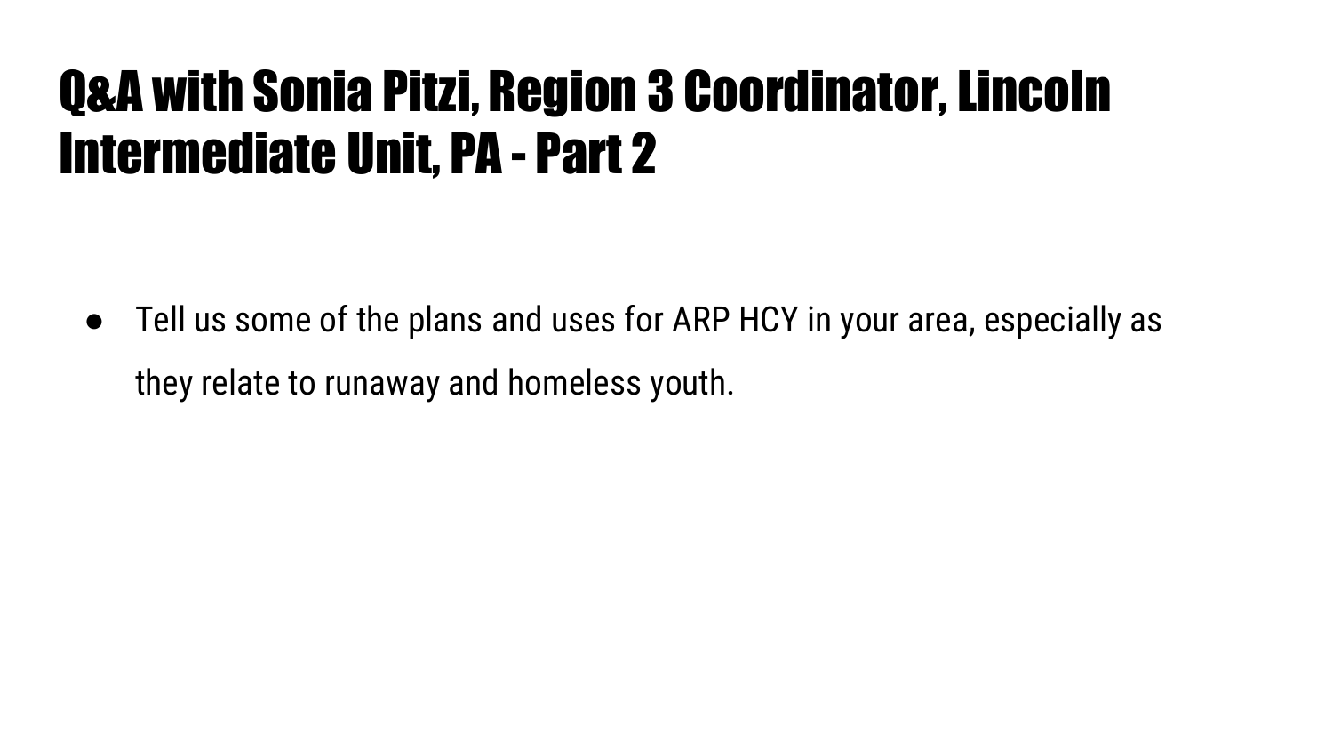# Q&A with Sonia Pitzi, Region 3 Coordinator, Lincoln Intermediate Unit, PA - Part 2

- Tell us some of the plans and uses for ARP HCY in your area, especially as they relate to runaway and homeless youth.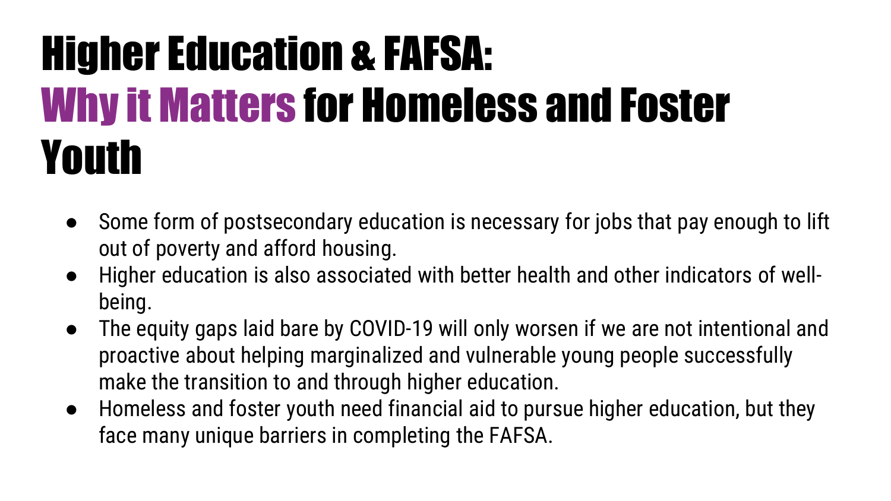# Higher Education & FAFSA: Why it Matters for Homeless and Foster Youth

- Some form of postsecondary education is necessary for jobs that pay enough to lift out of poverty and afford housing.
- Higher education is also associated with better health and other indicators of well-being.
- The equity gaps laid bare by COVID-19 will only worsen if we are not intentional and proactive about helping marginalized and vulnerable young people successfully make the transition to and through higher education.
- Homeless and foster youth need financial aid to pursue higher education, but they face many unique barriers in completing the FAFSA.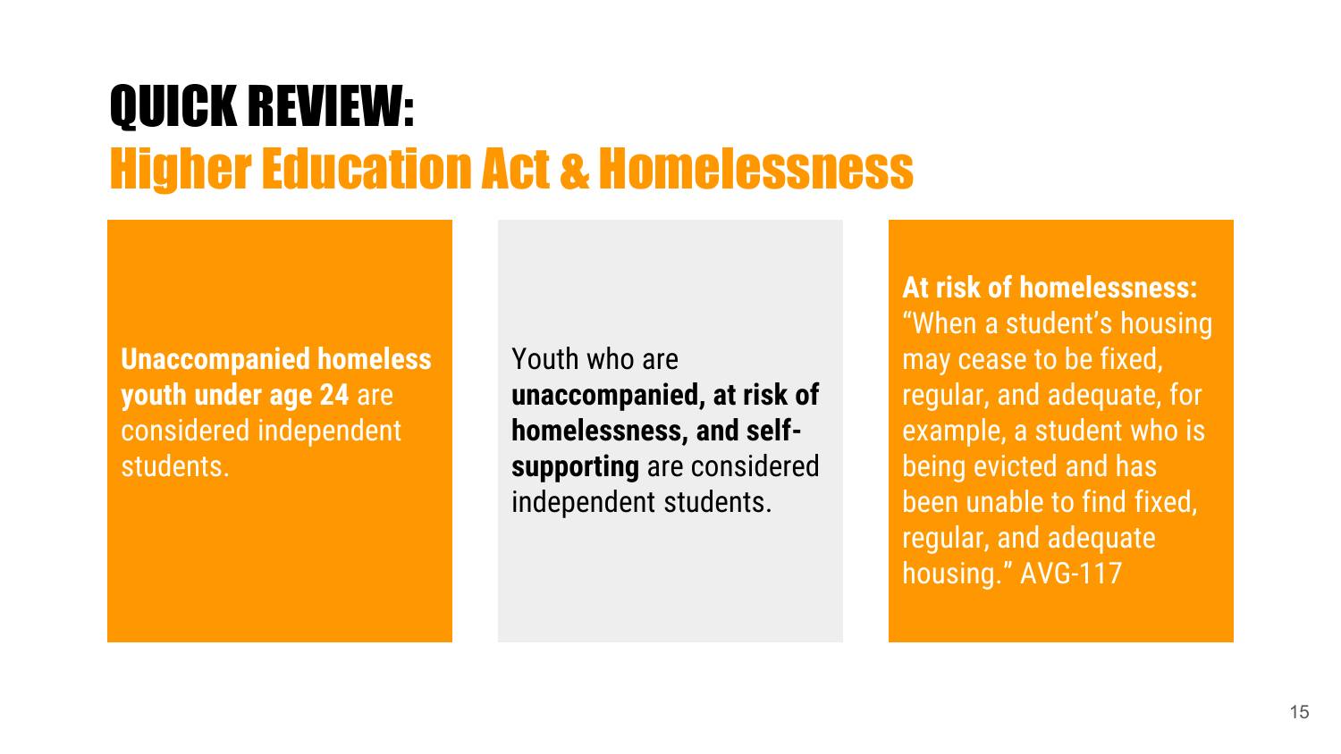# QUICK REVIEW:
## Higher Education Act & Homelessness

**Unaccompanied homeless youth under age 24** are considered independent students.

Youth who are **unaccompanied, at risk of homelessness, and self-supporting** are considered independent students.

**At risk of homelessness:** "When a student's housing may cease to be fixed, regular, and adequate, for example, a student who is being evicted and has been unable to find fixed, regular, and adequate housing." AVG-117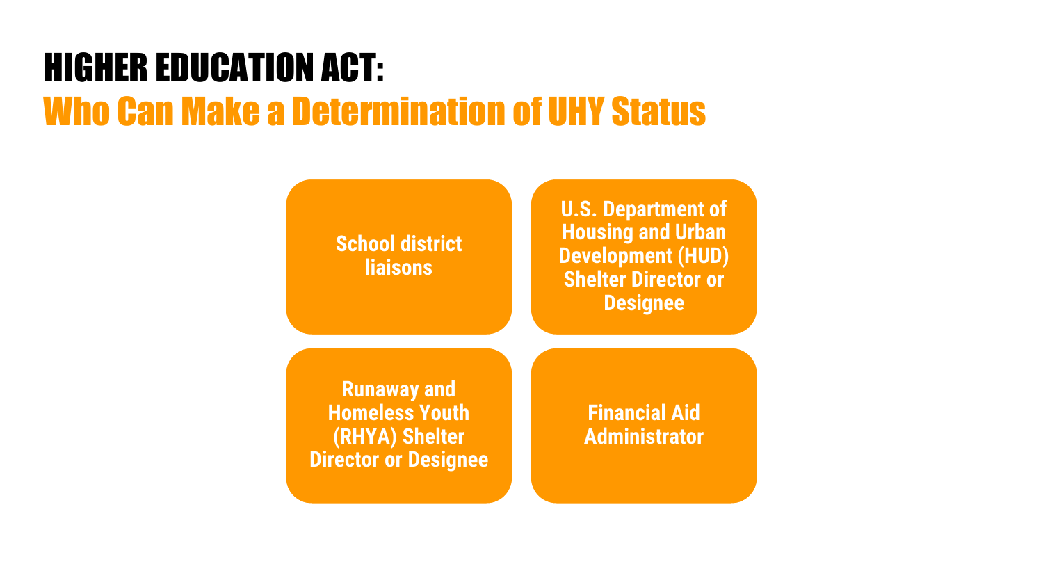# HIGHER EDUCATION ACT:

## Who Can Make a Determination of UHY Status

- School district liaisons
- U.S. Department of Housing and Urban Development (HUD) Shelter Director or Designee
- Runaway and Homeless Youth (RHYA) Shelter Director or Designee
- Financial Aid Administrator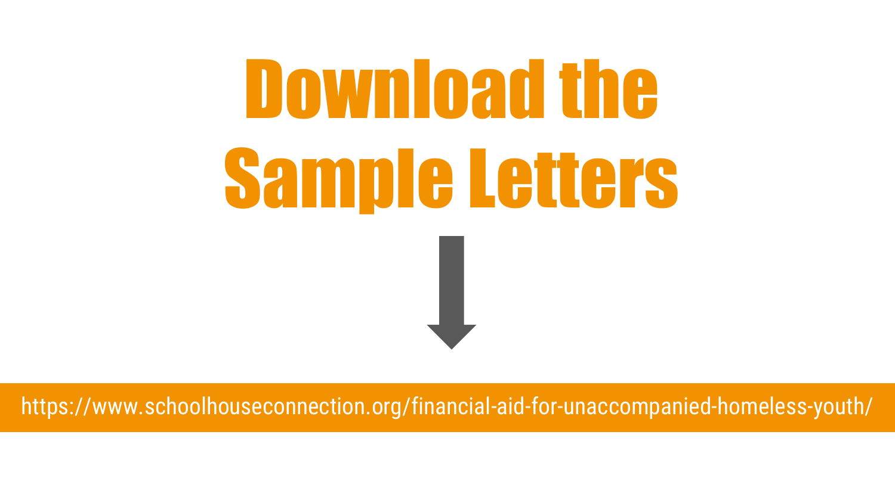# Download the Sample Letters

https://www.schoolhouseconnection.org/financial-aid-for-unaccompanied-homeless-youth/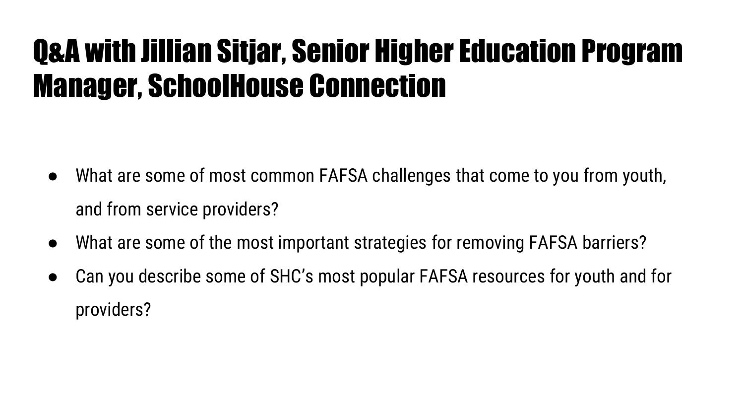# Q&A with Jillian Sitjar, Senior Higher Education Program Manager, SchoolHouse Connection

- What are some of most common FAFSA challenges that come to you from youth, and from service providers?
- What are some of the most important strategies for removing FAFSA barriers?
- Can you describe some of SHC's most popular FAFSA resources for youth and for providers?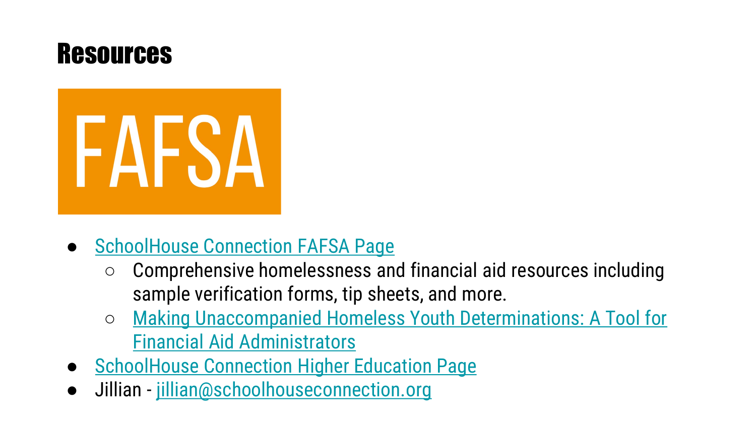# Resources

FAFSA

- SchoolHouse Connection FAFSA Page
  - Comprehensive homelessness and financial aid resources including sample verification forms, tip sheets, and more.
  - Making Unaccompanied Homeless Youth Determinations: A Tool for Financial Aid Administrators
- SchoolHouse Connection Higher Education Page
- Jillian - jillian@schoolhouseconnection.org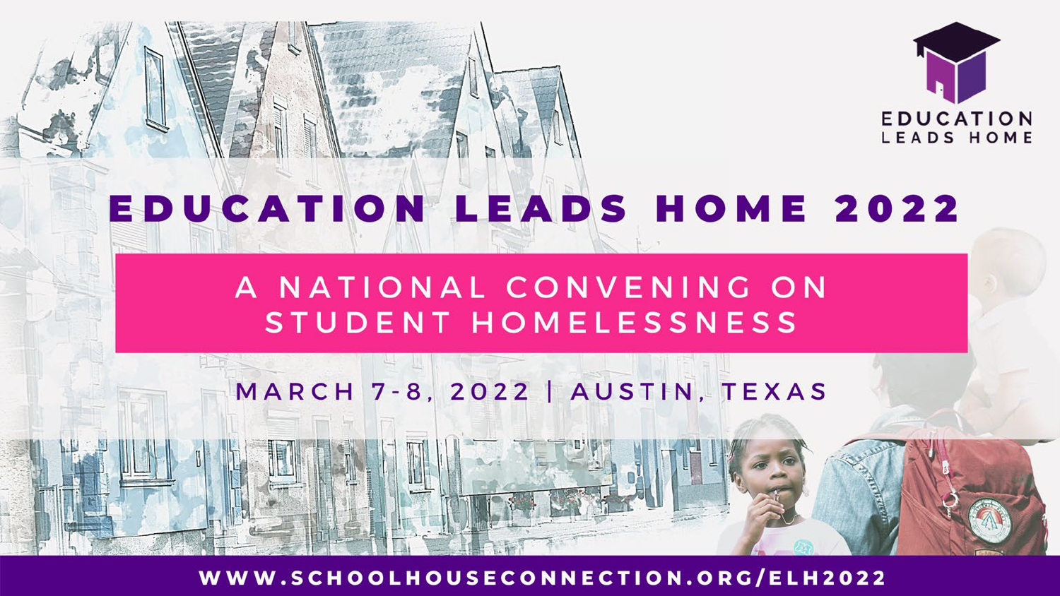EDUCATION LEADS HOME

# EDUCATION LEADS HOME 2022

## A NATIONAL CONVENING ON STUDENT HOMELESSNESS

MARCH 7-8, 2022 | AUSTIN, TEXAS

WWW.SCHOOLHOUSECONNECTION.ORG/ELH2022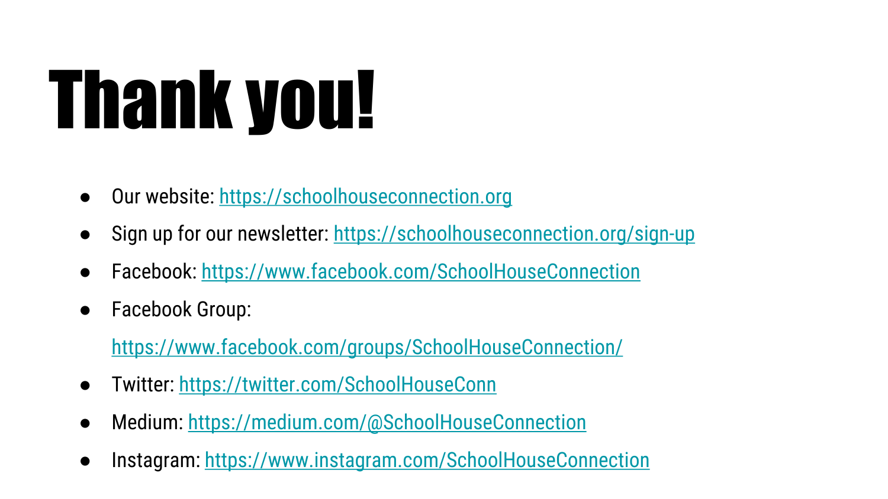# Thank you!

- Our website: https://schoolhouseconnection.org
- Sign up for our newsletter: https://schoolhouseconnection.org/sign-up
- Facebook: https://www.facebook.com/SchoolHouseConnection
- Facebook Group: https://www.facebook.com/groups/SchoolHouseConnection/
- Twitter: https://twitter.com/SchoolHouseConn
- Medium: https://medium.com/@SchoolHouseConnection
- Instagram: https://www.instagram.com/SchoolHouseConnection